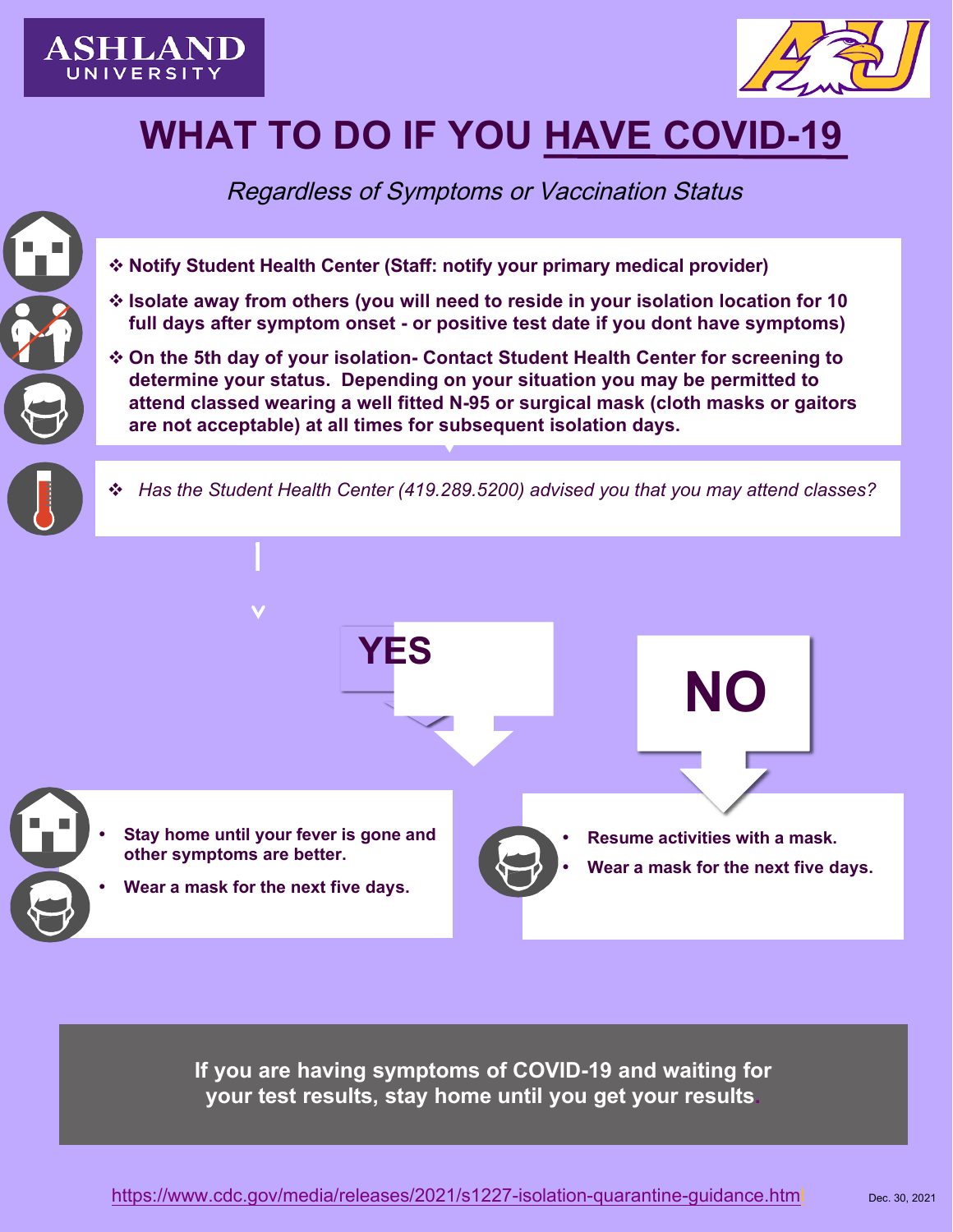ASHLAND UNIVERSITY

# WHAT TO DO IF YOU HAVE COVID-19

*Regardless of Symptoms or Vaccination Status*

- **Notify Student Health Center (Staff: notify your primary medical provider)**
- **Isolate away from others (you will need to reside in your isolation location for 10 full days after symptom onset - or positive test date if you dont have symptoms)**
- **On the 5th day of your isolation- Contact Student Health Center for screening to determine your status. Depending on your situation you may be permitted to attend classed wearing a well fitted N-95 or surgical mask (cloth masks or gaitors are not acceptable) at all times for subsequent isolation days.**

- *Has the Student Health Center (419.289.5200) advised you that you may attend classes?*

## YES

- **Stay home until your fever is gone and other symptoms are better.**
- **Wear a mask for the next five days.**

## NO

- **Resume activities with a mask.**
- **Wear a mask for the next five days.**

**If you are having symptoms of COVID-19 and waiting for your test results, stay home until you get your results.**

https://www.cdc.gov/media/releases/2021/s1227-isolation-quarantine-guidance.html

Dec. 30, 2021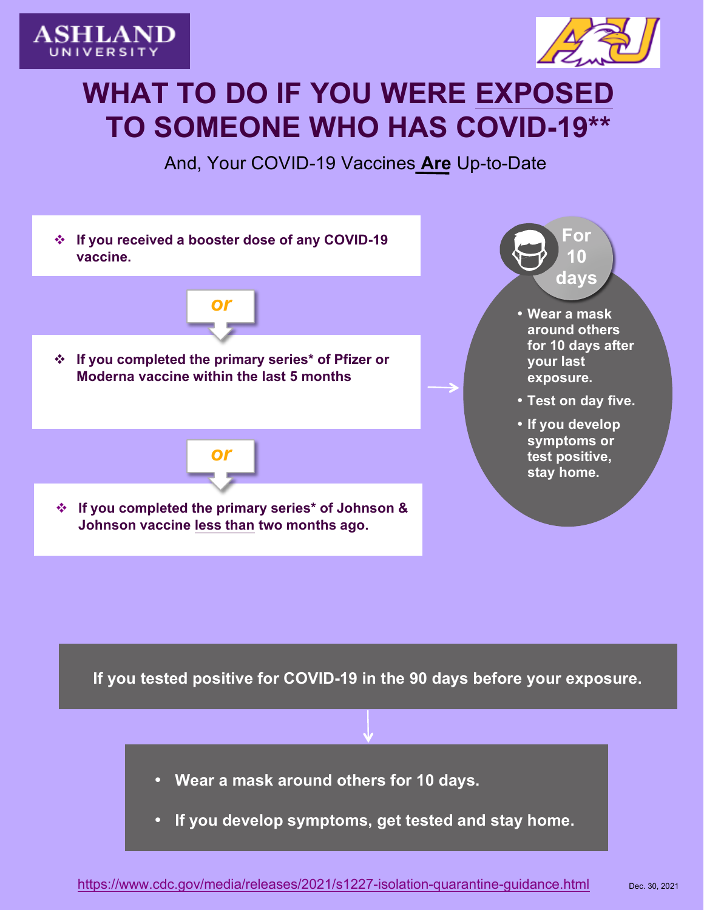ASHLAND UNIVERSITY

# WHAT TO DO IF YOU WERE EXPOSED TO SOMEONE WHO HAS COVID-19**

And, Your COVID-19 Vaccines **Are** Up-to-Date

- **If you received a booster dose of any COVID-19 vaccine.**

*or*

- **If you completed the primary series* of Pfizer or Moderna vaccine within the last 5 months**

*or*

- **If you completed the primary series* of Johnson & Johnson vaccine less than two months ago.**

**For 10 days**

- **Wear a mask around others for 10 days after your last exposure.**
- **Test on day five.**
- **If you develop symptoms or test positive, stay home.**

**If you tested positive for COVID-19 in the 90 days before your exposure.**

- **Wear a mask around others for 10 days.**
- **If you develop symptoms, get tested and stay home.**

https://www.cdc.gov/media/releases/2021/s1227-isolation-quarantine-guidance.html

Dec. 30, 2021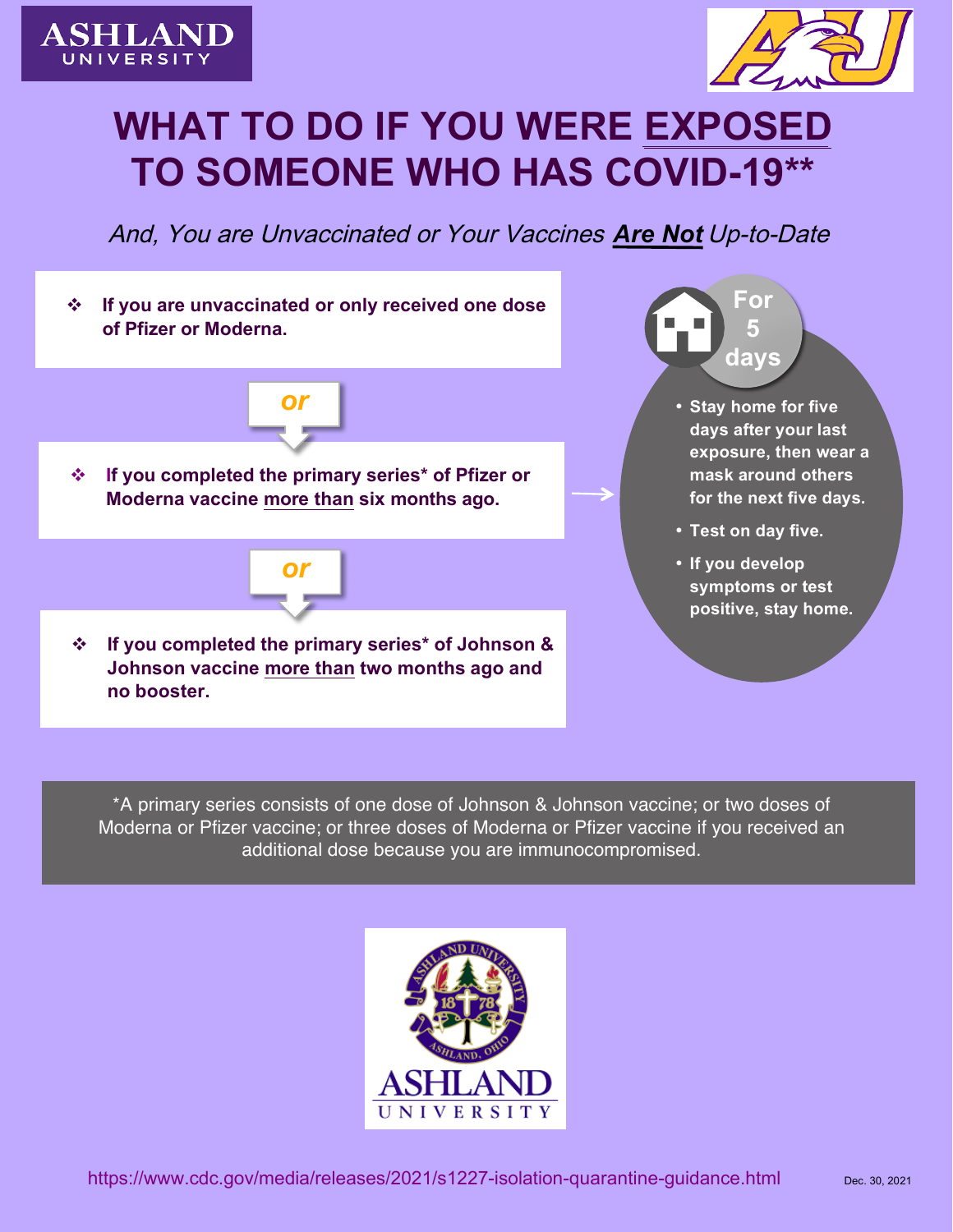# WHAT TO DO IF YOU WERE EXPOSED TO SOMEONE WHO HAS COVID-19**

*And, You are Unvaccinated or Your Vaccines **Are Not** Up-to-Date*

- **If you are unvaccinated or only received one dose of Pfizer or Moderna.**

*or*

- **If you completed the primary series* of Pfizer or Moderna vaccine more than six months ago.**

*or*

- **If you completed the primary series* of Johnson & Johnson vaccine more than two months ago and no booster.**

**For 5 days**

- **Stay home for five days after your last exposure, then wear a mask around others for the next five days.**
- **Test on day five.**
- **If you develop symptoms or test positive, stay home.**

*A primary series consists of one dose of Johnson & Johnson vaccine; or two doses of Moderna or Pfizer vaccine; or three doses of Moderna or Pfizer vaccine if you received an additional dose because you are immunocompromised.

https://www.cdc.gov/media/releases/2021/s1227-isolation-quarantine-guidance.html

Dec. 30, 2021